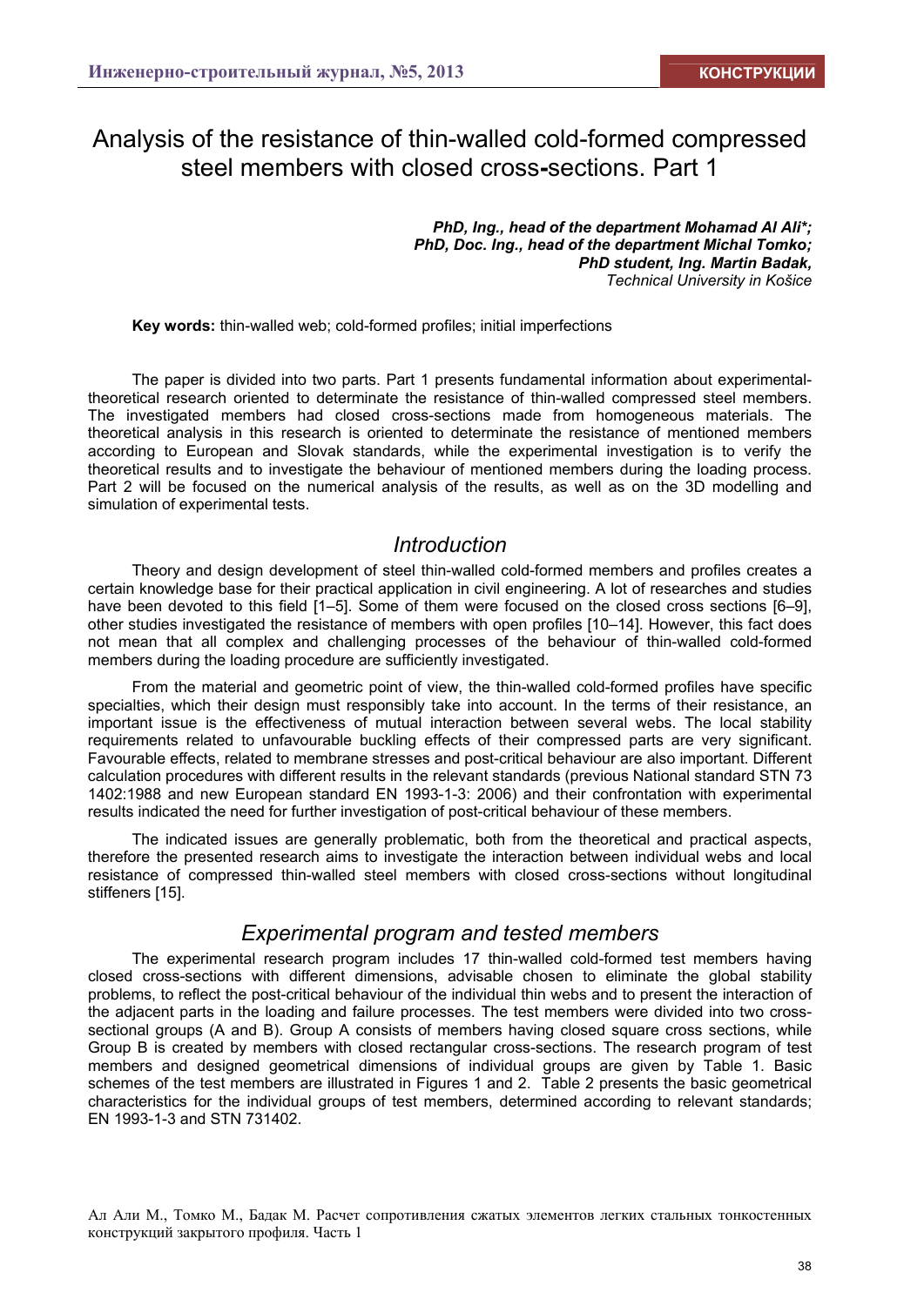# Analysis of the resistance of thin-walled cold-formed compressed steel members with closed cross-sections. Part 1

***PhD, Ing., head of the department Mohamad Al Ali\*;***
***PhD, Doc. Ing., head of the department Michal Tomko;***
***PhD student, Ing. Martin Badak,***
*Technical University in Košice*

**Key words:** thin-walled web; cold-formed profiles; initial imperfections

The paper is divided into two parts. Part 1 presents fundamental information about experimental-theoretical research oriented to determinate the resistance of thin-walled compressed steel members. The investigated members had closed cross-sections made from homogeneous materials. The theoretical analysis in this research is oriented to determinate the resistance of mentioned members according to European and Slovak standards, while the experimental investigation is to verify the theoretical results and to investigate the behaviour of mentioned members during the loading process. Part 2 will be focused on the numerical analysis of the results, as well as on the 3D modelling and simulation of experimental tests.

## *Introduction*

Theory and design development of steel thin-walled cold-formed members and profiles creates a certain knowledge base for their practical application in civil engineering. A lot of researches and studies have been devoted to this field [1–5]. Some of them were focused on the closed cross sections [6–9], other studies investigated the resistance of members with open profiles [10–14]. However, this fact does not mean that all complex and challenging processes of the behaviour of thin-walled cold-formed members during the loading procedure are sufficiently investigated.

From the material and geometric point of view, the thin-walled cold-formed profiles have specific specialties, which their design must responsibly take into account. In the terms of their resistance, an important issue is the effectiveness of mutual interaction between several webs. The local stability requirements related to unfavourable buckling effects of their compressed parts are very significant. Favourable effects, related to membrane stresses and post-critical behaviour are also important. Different calculation procedures with different results in the relevant standards (previous National standard STN 73 1402:1988 and new European standard EN 1993-1-3: 2006) and their confrontation with experimental results indicated the need for further investigation of post-critical behaviour of these members.

The indicated issues are generally problematic, both from the theoretical and practical aspects, therefore the presented research aims to investigate the interaction between individual webs and local resistance of compressed thin-walled steel members with closed cross-sections without longitudinal stiffeners [15].

## *Experimental program and tested members*

The experimental research program includes 17 thin-walled cold-formed test members having closed cross-sections with different dimensions, advisable chosen to eliminate the global stability problems, to reflect the post-critical behaviour of the individual thin webs and to present the interaction of the adjacent parts in the loading and failure processes. The test members were divided into two cross-sectional groups (A and B). Group A consists of members having closed square cross sections, while Group B is created by members with closed rectangular cross-sections. The research program of test members and designed geometrical dimensions of individual groups are given by Table 1. Basic schemes of the test members are illustrated in Figures 1 and 2. Table 2 presents the basic geometrical characteristics for the individual groups of test members, determined according to relevant standards; EN 1993-1-3 and STN 731402.

Ал Али М., Томко М., Бадак М. Расчет сопротивления сжатых элементов легких стальных тонкостенных конструкций закрытого профиля. Часть 1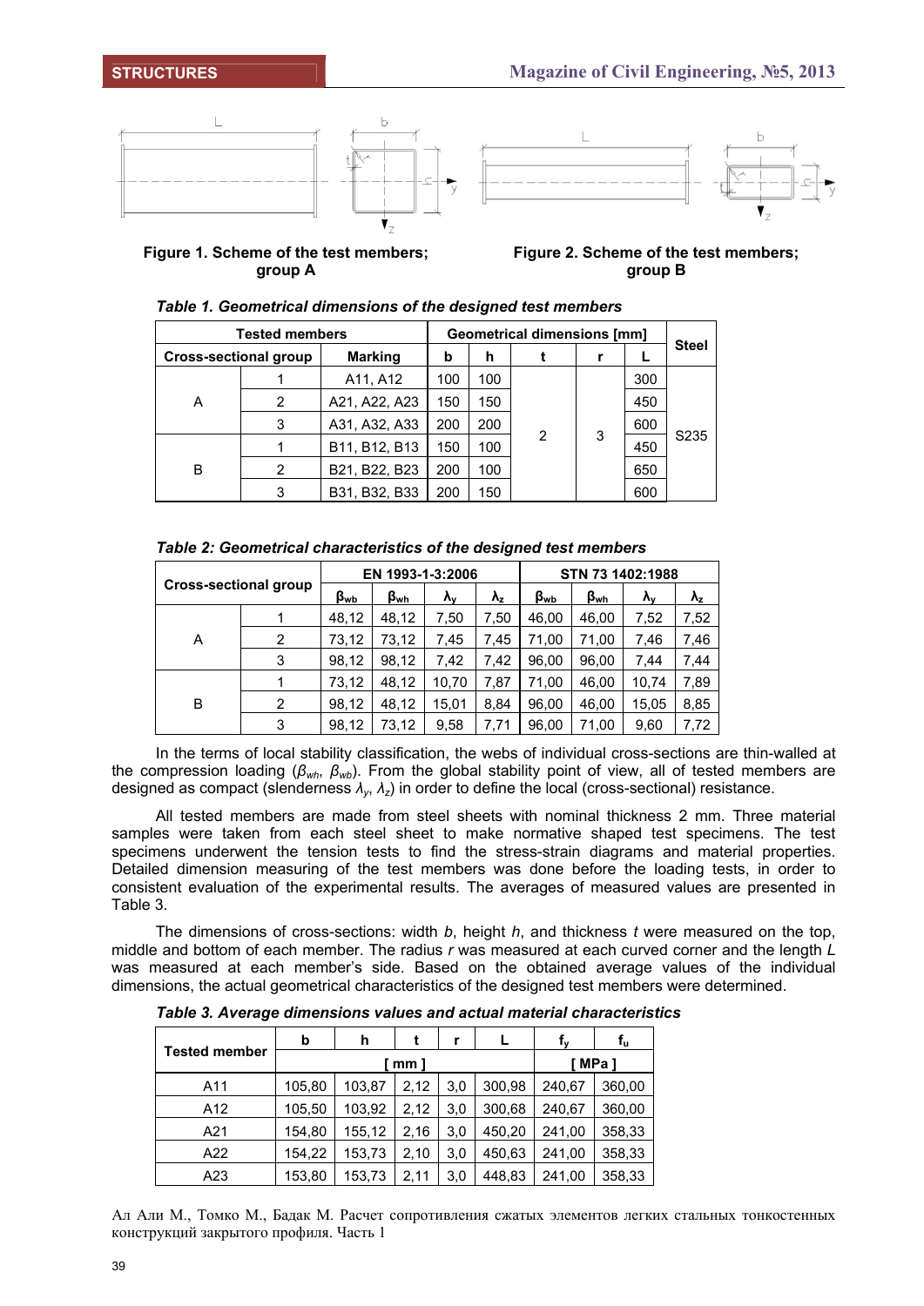Figure 1. Scheme of the test members; group A

Figure 2. Scheme of the test members; group B

*Table 1. Geometrical dimensions of the designed test members*

| Tested members | | | Geometrical dimensions [mm] | | | | | Steel |
|---|---|---|---|---|---|---|---|---|
| Cross-sectional group | | Marking | b | h | t | r | L | |
| A | 1 | A11, A12 | 100 | 100 | 2 | 3 | 300 | S235 |
| | 2 | A21, A22, A23 | 150 | 150 | | | 450 | |
| | 3 | A31, A32, A33 | 200 | 200 | | | 600 | |
| B | 1 | B11, B12, B13 | 150 | 100 | | | 450 | |
| | 2 | B21, B22, B23 | 200 | 100 | | | 650 | |
| | 3 | B31, B32, B33 | 200 | 150 | | | 600 | |

*Table 2: Geometrical characteristics of the designed test members*

| Cross-sectional group | | EN 1993-1-3:2006 | | | | STN 73 1402:1988 | | | |
|---|---|---|---|---|---|---|---|---|---|
| | | $\beta_{wb}$ | $\beta_{wh}$ | $\lambda_y$ | $\lambda_z$ | $\beta_{wb}$ | $\beta_{wh}$ | $\lambda_y$ | $\lambda_z$ |
| A | 1 | 48,12 | 48,12 | 7,50 | 7,50 | 46,00 | 46,00 | 7,52 | 7,52 |
| | 2 | 73,12 | 73,12 | 7,45 | 7,45 | 71,00 | 71,00 | 7,46 | 7,46 |
| | 3 | 98,12 | 98,12 | 7,42 | 7,42 | 96,00 | 96,00 | 7,44 | 7,44 |
| B | 1 | 73,12 | 48,12 | 10,70 | 7,87 | 71,00 | 46,00 | 10,74 | 7,89 |
| | 2 | 98,12 | 48,12 | 15,01 | 8,84 | 96,00 | 46,00 | 15,05 | 8,85 |
| | 3 | 98,12 | 73,12 | 9,58 | 7,71 | 96,00 | 71,00 | 9,60 | 7,72 |

In the terms of local stability classification, the webs of individual cross-sections are thin-walled at the compression loading ($\beta_{wh}$, $\beta_{wb}$). From the global stability point of view, all of tested members are designed as compact (slenderness $\lambda_y$, $\lambda_z$) in order to define the local (cross-sectional) resistance.

All tested members are made from steel sheets with nominal thickness 2 mm. Three material samples were taken from each steel sheet to make normative shaped test specimens. The test specimens underwent the tension tests to find the stress-strain diagrams and material properties. Detailed dimension measuring of the test members was done before the loading tests, in order to consistent evaluation of the experimental results. The averages of measured values are presented in Table 3.

The dimensions of cross-sections: width *b*, height *h*, and thickness *t* were measured on the top, middle and bottom of each member. The radius *r* was measured at each curved corner and the length *L* was measured at each member's side. Based on the obtained average values of the individual dimensions, the actual geometrical characteristics of the designed test members were determined.

*Table 3. Average dimensions values and actual material characteristics*

| Tested member | b | h | t | r | L | $f_y$ | $f_u$ |
|---|---|---|---|---|---|---|---|
| | [ mm ] | | | | | [ MPa ] | |
| A11 | 105,80 | 103,87 | 2,12 | 3,0 | 300,98 | 240,67 | 360,00 |
| A12 | 105,50 | 103,92 | 2,12 | 3,0 | 300,68 | 240,67 | 360,00 |
| A21 | 154,80 | 155,12 | 2,16 | 3,0 | 450,20 | 241,00 | 358,33 |
| A22 | 154,22 | 153,73 | 2,10 | 3,0 | 450,63 | 241,00 | 358,33 |
| A23 | 153,80 | 153,73 | 2,11 | 3,0 | 448,83 | 241,00 | 358,33 |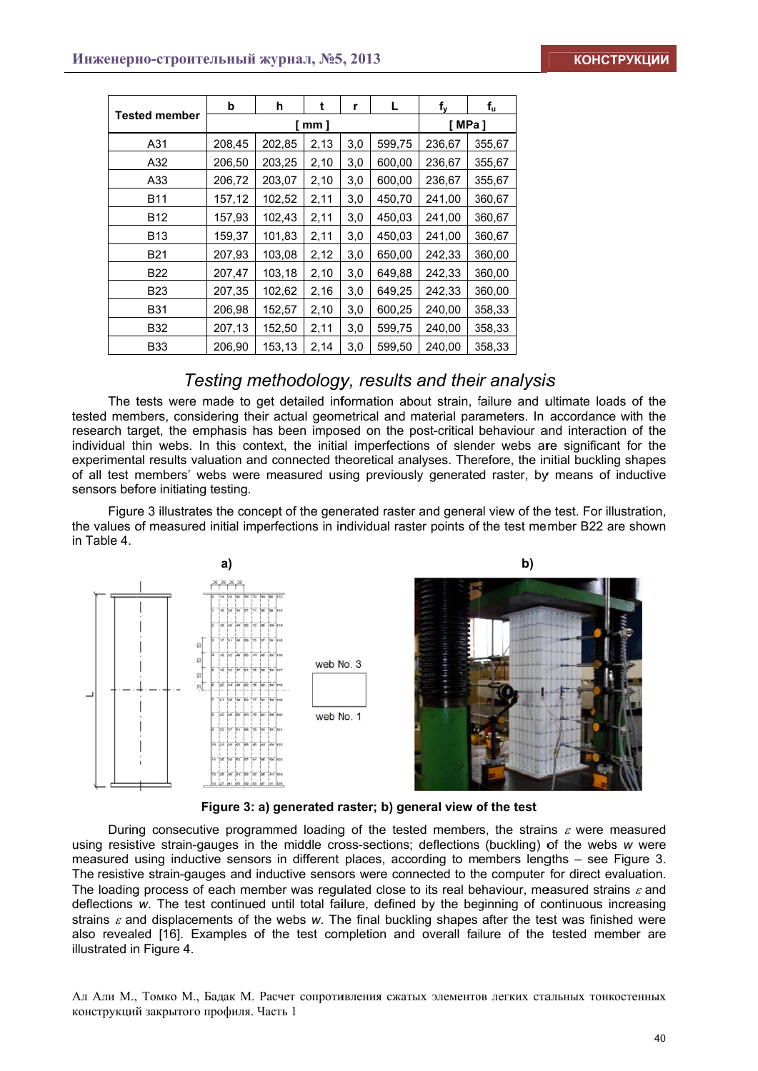| Tested member | b | h | t | r | L | $f_y$ | $f_u$ |
|---|---|---|---|---|---|---|---|
| | [ mm ] | | | | | [ MPa ] | |
| A31 | 208,45 | 202,85 | 2,13 | 3,0 | 599,75 | 236,67 | 355,67 |
| A32 | 206,50 | 203,25 | 2,10 | 3,0 | 600,00 | 236,67 | 355,67 |
| A33 | 206,72 | 203,07 | 2,10 | 3,0 | 600,00 | 236,67 | 355,67 |
| B11 | 157,12 | 102,52 | 2,11 | 3,0 | 450,70 | 241,00 | 360,67 |
| B12 | 157,93 | 102,43 | 2,11 | 3,0 | 450,03 | 241,00 | 360,67 |
| B13 | 159,37 | 101,83 | 2,11 | 3,0 | 450,03 | 241,00 | 360,67 |
| B21 | 207,93 | 103,08 | 2,12 | 3,0 | 650,00 | 242,33 | 360,00 |
| B22 | 207,47 | 103,18 | 2,10 | 3,0 | 649,88 | 242,33 | 360,00 |
| B23 | 207,35 | 102,62 | 2,16 | 3,0 | 649,25 | 242,33 | 360,00 |
| B31 | 206,98 | 152,57 | 2,10 | 3,0 | 600,25 | 240,00 | 358,33 |
| B32 | 207,13 | 152,50 | 2,11 | 3,0 | 599,75 | 240,00 | 358,33 |
| B33 | 206,90 | 153,13 | 2,14 | 3,0 | 599,50 | 240,00 | 358,33 |

## *Testing methodology, results and their analysis*

The tests were made to get detailed information about strain, failure and ultimate loads of the tested members, considering their actual geometrical and material parameters. In accordance with the research target, the emphasis has been imposed on the post-critical behaviour and interaction of the individual thin webs. In this context, the initial imperfections of slender webs are significant for the experimental results valuation and connected theoretical analyses. Therefore, the initial buckling shapes of all test members' webs were measured using previously generated raster, by means of inductive sensors before initiating testing.

Figure 3 illustrates the concept of the generated raster and general view of the test. For illustration, the values of measured initial imperfections in individual raster points of the test member B22 are shown in Table 4.

**Figure 3: a) generated raster; b) general view of the test**

During consecutive programmed loading of the tested members, the strains $\varepsilon$ were measured using resistive strain-gauges in the middle cross-sections; deflections (buckling) of the webs *w* were measured using inductive sensors in different places, according to members lengths – see Figure 3. The resistive strain-gauges and inductive sensors were connected to the computer for direct evaluation. The loading process of each member was regulated close to its real behaviour, measured strains $\varepsilon$ and deflections *w*. The test continued until total failure, defined by the beginning of continuous increasing strains $\varepsilon$ and displacements of the webs *w*. The final buckling shapes after the test was finished were also revealed [16]. Examples of the test completion and overall failure of the tested member are illustrated in Figure 4.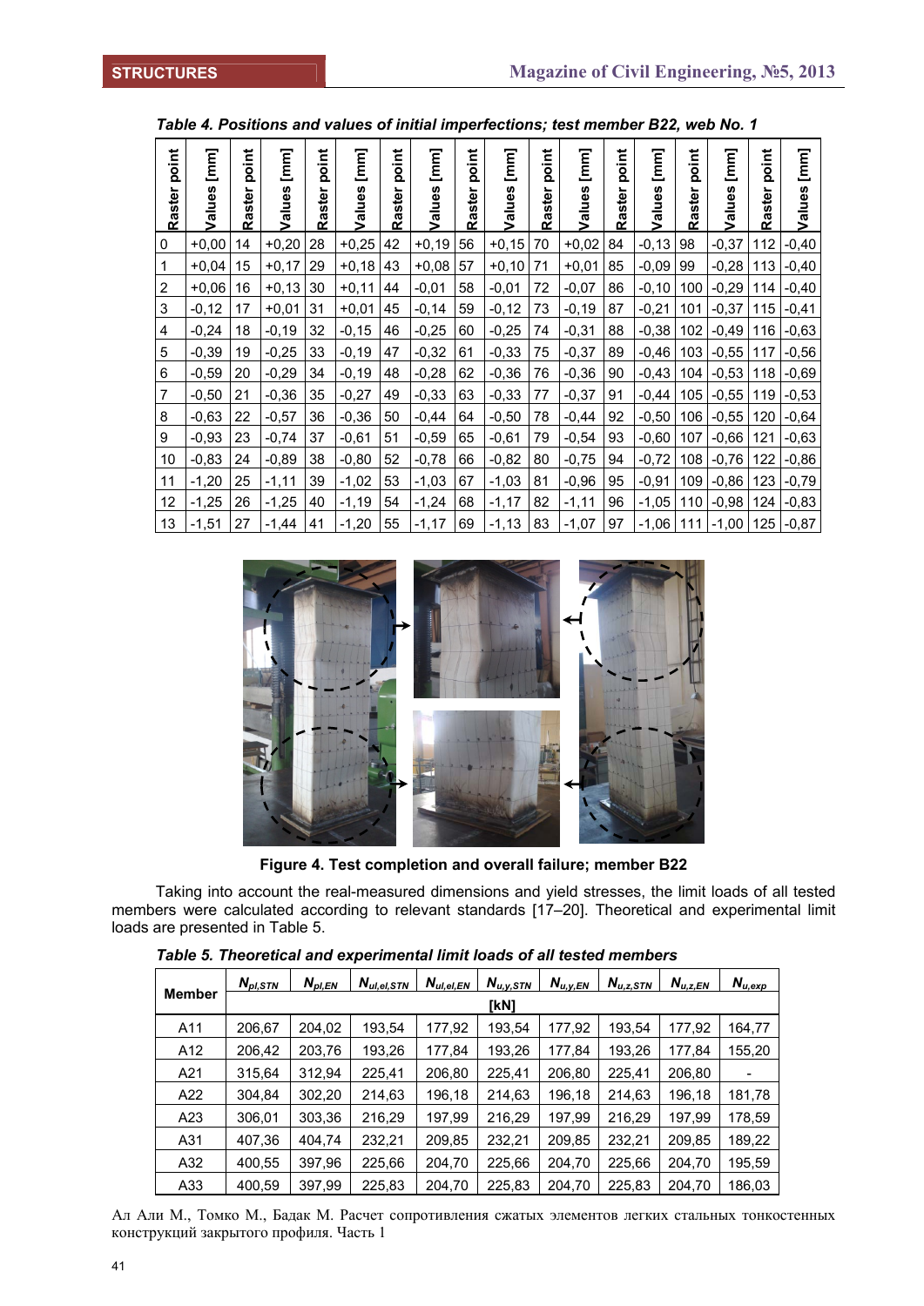*Table 4. Positions and values of initial imperfections; test member B22, web No. 1*

| Raster point | Values [mm] | Raster point | Values [mm] | Raster point | Values [mm] | Raster point | Values [mm] | Raster point | Values [mm] | Raster point | Values [mm] | Raster point | Values [mm] | Raster point | Values [mm] | Raster point | Values [mm] |
|---|---|---|---|---|---|---|---|---|---|---|---|---|---|---|---|---|---|
| 0 | +0,00 | 14 | +0,20 | 28 | +0,25 | 42 | +0,19 | 56 | +0,15 | 70 | +0,02 | 84 | -0,13 | 98 | -0,37 | 112 | -0,40 |
| 1 | +0,04 | 15 | +0,17 | 29 | +0,18 | 43 | +0,08 | 57 | +0,10 | 71 | +0,01 | 85 | -0,09 | 99 | -0,28 | 113 | -0,40 |
| 2 | +0,06 | 16 | +0,13 | 30 | +0,11 | 44 | -0,01 | 58 | -0,01 | 72 | -0,07 | 86 | -0,10 | 100 | -0,29 | 114 | -0,40 |
| 3 | -0,12 | 17 | +0,01 | 31 | +0,01 | 45 | -0,14 | 59 | -0,12 | 73 | -0,19 | 87 | -0,21 | 101 | -0,37 | 115 | -0,41 |
| 4 | -0,24 | 18 | -0,19 | 32 | -0,15 | 46 | -0,25 | 60 | -0,25 | 74 | -0,31 | 88 | -0,38 | 102 | -0,49 | 116 | -0,63 |
| 5 | -0,39 | 19 | -0,25 | 33 | -0,19 | 47 | -0,32 | 61 | -0,33 | 75 | -0,37 | 89 | -0,46 | 103 | -0,55 | 117 | -0,56 |
| 6 | -0,59 | 20 | -0,29 | 34 | -0,19 | 48 | -0,28 | 62 | -0,36 | 76 | -0,36 | 90 | -0,43 | 104 | -0,53 | 118 | -0,69 |
| 7 | -0,50 | 21 | -0,36 | 35 | -0,27 | 49 | -0,33 | 63 | -0,33 | 77 | -0,37 | 91 | -0,44 | 105 | -0,55 | 119 | -0,53 |
| 8 | -0,63 | 22 | -0,57 | 36 | -0,36 | 50 | -0,44 | 64 | -0,50 | 78 | -0,44 | 92 | -0,50 | 106 | -0,55 | 120 | -0,64 |
| 9 | -0,93 | 23 | -0,74 | 37 | -0,61 | 51 | -0,59 | 65 | -0,61 | 79 | -0,54 | 93 | -0,60 | 107 | -0,66 | 121 | -0,63 |
| 10 | -0,83 | 24 | -0,89 | 38 | -0,80 | 52 | -0,78 | 66 | -0,82 | 80 | -0,75 | 94 | -0,72 | 108 | -0,76 | 122 | -0,86 |
| 11 | -1,20 | 25 | -1,11 | 39 | -1,02 | 53 | -1,03 | 67 | -1,03 | 81 | -0,96 | 95 | -0,91 | 109 | -0,86 | 123 | -0,79 |
| 12 | -1,25 | 26 | -1,25 | 40 | -1,19 | 54 | -1,24 | 68 | -1,17 | 82 | -1,11 | 96 | -1,05 | 110 | -0,98 | 124 | -0,83 |
| 13 | -1,51 | 27 | -1,44 | 41 | -1,20 | 55 | -1,17 | 69 | -1,13 | 83 | -1,07 | 97 | -1,06 | 111 | -1,00 | 125 | -0,87 |

**Figure 4. Test completion and overall failure; member B22**

Taking into account the real-measured dimensions and yield stresses, the limit loads of all tested members were calculated according to relevant standards [17–20]. Theoretical and experimental limit loads are presented in Table 5.

*Table 5. Theoretical and experimental limit loads of all tested members*

| Member | $N_{pl,STN}$ | $N_{pl,EN}$ | $N_{ul,el,STN}$ | $N_{ul,el,EN}$ | $N_{u,y,STN}$ | $N_{u,y,EN}$ | $N_{u,z,STN}$ | $N_{u,z,EN}$ | $N_{u,exp}$ |
|---|---|---|---|---|---|---|---|---|---|
| | [kN] | | | | | | | | |
| A11 | 206,67 | 204,02 | 193,54 | 177,92 | 193,54 | 177,92 | 193,54 | 177,92 | 164,77 |
| A12 | 206,42 | 203,76 | 193,26 | 177,84 | 193,26 | 177,84 | 193,26 | 177,84 | 155,20 |
| A21 | 315,64 | 312,94 | 225,41 | 206,80 | 225,41 | 206,80 | 225,41 | 206,80 | - |
| A22 | 304,84 | 302,20 | 214,63 | 196,18 | 214,63 | 196,18 | 214,63 | 196,18 | 181,78 |
| A23 | 306,01 | 303,36 | 216,29 | 197,99 | 216,29 | 197,99 | 216,29 | 197,99 | 178,59 |
| A31 | 407,36 | 404,74 | 232,21 | 209,85 | 232,21 | 209,85 | 232,21 | 209,85 | 189,22 |
| A32 | 400,55 | 397,96 | 225,66 | 204,70 | 225,66 | 204,70 | 225,66 | 204,70 | 195,59 |
| A33 | 400,59 | 397,99 | 225,83 | 204,70 | 225,83 | 204,70 | 225,83 | 204,70 | 186,03 |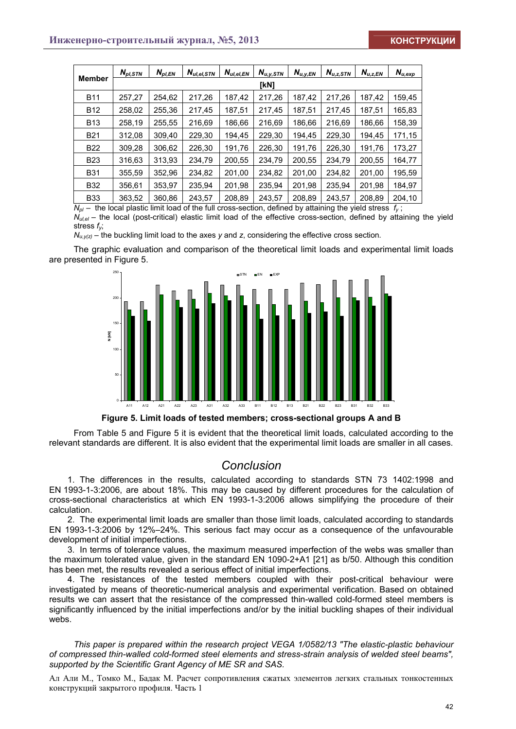| Member | $N_{pl,STN}$ | $N_{pl,EN}$ | $N_{ul,el,STN}$ | $N_{ul,el,EN}$ | $N_{u,y,STN}$ | $N_{u,y,EN}$ | $N_{u,z,STN}$ | $N_{u,z,EN}$ | $N_{u,exp}$ |
|---|---|---|---|---|---|---|---|---|---|
| | [kN] | | | | | | | | |
| B11 | 257,27 | 254,62 | 217,26 | 187,42 | 217,26 | 187,42 | 217,26 | 187,42 | 159,45 |
| B12 | 258,02 | 255,36 | 217,45 | 187,51 | 217,45 | 187,51 | 217,45 | 187,51 | 165,83 |
| B13 | 258,19 | 255,55 | 216,69 | 186,66 | 216,69 | 186,66 | 216,69 | 186,66 | 158,39 |
| B21 | 312,08 | 309,40 | 229,30 | 194,45 | 229,30 | 194,45 | 229,30 | 194,45 | 171,15 |
| B22 | 309,28 | 306,62 | 226,30 | 191,76 | 226,30 | 191,76 | 226,30 | 191,76 | 173,27 |
| B23 | 316,63 | 313,93 | 234,79 | 200,55 | 234,79 | 200,55 | 234,79 | 200,55 | 164,77 |
| B31 | 355,59 | 352,96 | 234,82 | 201,00 | 234,82 | 201,00 | 234,82 | 201,00 | 195,59 |
| B32 | 356,61 | 353,97 | 235,94 | 201,98 | 235,94 | 201,98 | 235,94 | 201,98 | 184,97 |
| B33 | 363,52 | 360,86 | 243,57 | 208,89 | 243,57 | 208,89 | 243,57 | 208,89 | 204,10 |

$N_{pl}$ – the local plastic limit load of the full cross-section, defined by attaining the yield stress $f_y$;
$N_{ul,el}$ – the local (post-critical) elastic limit load of the effective cross-section, defined by attaining the yield stress $f_y$;
$N_{u,y(z)}$ – the buckling limit load to the axes $y$ and $z$, considering the effective cross section.

The graphic evaluation and comparison of the theoretical limit loads and experimental limit loads are presented in Figure 5.

**Figure 5. Limit loads of tested members; cross-sectional groups A and B**

From Table 5 and Figure 5 it is evident that the theoretical limit loads, calculated according to the relevant standards are different. It is also evident that the experimental limit loads are smaller in all cases.

## Conclusion

1. The differences in the results, calculated according to standards STN 73 1402:1998 and EN 1993-1-3:2006, are about 18%. This may be caused by different procedures for the calculation of cross-sectional characteristics at which EN 1993-1-3:2006 allows simplifying the procedure of their calculation.

2. The experimental limit loads are smaller than those limit loads, calculated according to standards EN 1993-1-3:2006 by 12%–24%. This serious fact may occur as a consequence of the unfavourable development of initial imperfections.

3. In terms of tolerance values, the maximum measured imperfection of the webs was smaller than the maximum tolerated value, given in the standard EN 1090-2+A1 [21] as b/50. Although this condition has been met, the results revealed a serious effect of initial imperfections.

4. The resistances of the tested members coupled with their post-critical behaviour were investigated by means of theoretic-numerical analysis and experimental verification. Based on obtained results we can assert that the resistance of the compressed thin-walled cold-formed steel members is significantly influenced by the initial imperfections and/or by the initial buckling shapes of their individual webs.

*This paper is prepared within the research project VEGA 1/0582/13 "The elastic-plastic behaviour of compressed thin-walled cold-formed steel elements and stress-strain analysis of welded steel beams", supported by the Scientific Grant Agency of ME SR and SAS.*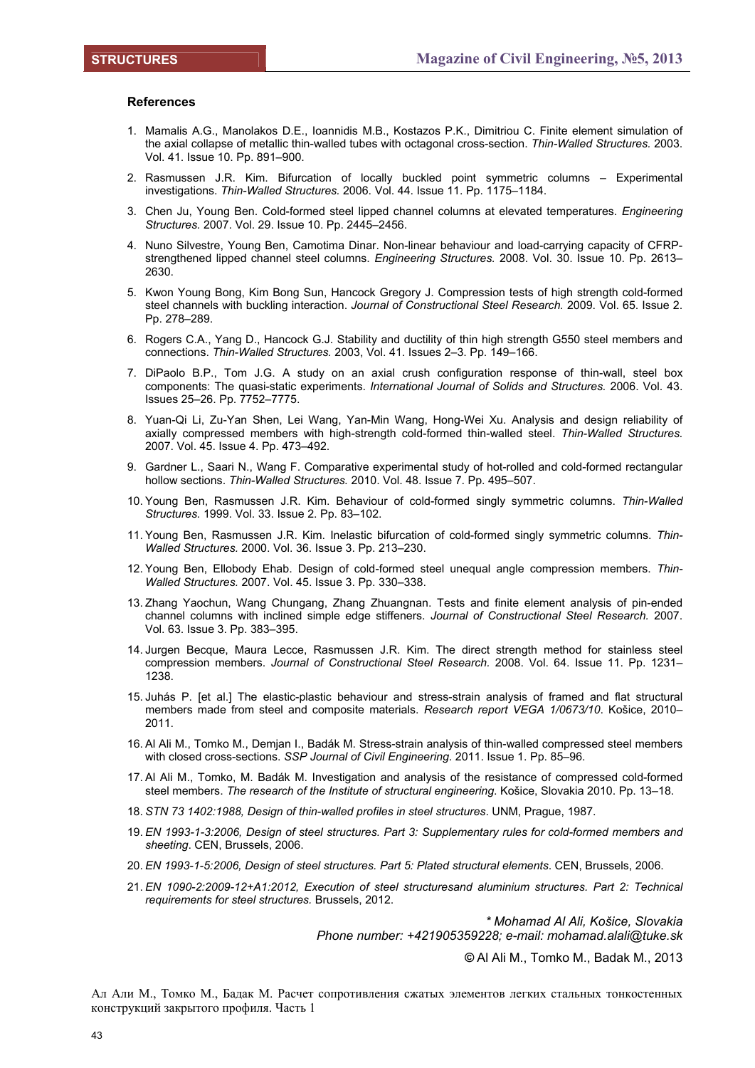## References

1. Mamalis A.G., Manolakos D.E., Ioannidis M.B., Kostazos P.K., Dimitriou C. Finite element simulation of the axial collapse of metallic thin-walled tubes with octagonal cross-section. *Thin-Walled Structures.* 2003. Vol. 41. Issue 10. Pp. 891–900.
2. Rasmussen J.R. Kim. Bifurcation of locally buckled point symmetric columns – Experimental investigations. *Thin-Walled Structures.* 2006. Vol. 44. Issue 11. Pp. 1175–1184.
3. Chen Ju, Young Ben. Cold-formed steel lipped channel columns at elevated temperatures. *Engineering Structures.* 2007. Vol. 29. Issue 10. Pp. 2445–2456.
4. Nuno Silvestre, Young Ben, Camotima Dinar. Non-linear behaviour and load-carrying capacity of CFRP-strengthened lipped channel steel columns. *Engineering Structures.* 2008. Vol. 30. Issue 10. Pp. 2613–2630.
5. Kwon Young Bong, Kim Bong Sun, Hancock Gregory J. Compression tests of high strength cold-formed steel channels with buckling interaction. *Journal of Constructional Steel Research.* 2009. Vol. 65. Issue 2. Pp. 278–289.
6. Rogers C.A., Yang D., Hancock G.J. Stability and ductility of thin high strength G550 steel members and connections. *Thin-Walled Structures.* 2003, Vol. 41. Issues 2–3. Pp. 149–166.
7. DiPaolo B.P., Tom J.G. A study on an axial crush configuration response of thin-wall, steel box components: The quasi-static experiments. *International Journal of Solids and Structures.* 2006. Vol. 43. Issues 25–26. Pp. 7752–7775.
8. Yuan-Qi Li, Zu-Yan Shen, Lei Wang, Yan-Min Wang, Hong-Wei Xu. Analysis and design reliability of axially compressed members with high-strength cold-formed thin-walled steel. *Thin-Walled Structures.* 2007. Vol. 45. Issue 4. Pp. 473–492.
9. Gardner L., Saari N., Wang F. Comparative experimental study of hot-rolled and cold-formed rectangular hollow sections. *Thin-Walled Structures.* 2010. Vol. 48. Issue 7. Pp. 495–507.
10. Young Ben, Rasmussen J.R. Kim. Behaviour of cold-formed singly symmetric columns. *Thin-Walled Structures.* 1999. Vol. 33. Issue 2. Pp. 83–102.
11. Young Ben, Rasmussen J.R. Kim. Inelastic bifurcation of cold-formed singly symmetric columns. *Thin-Walled Structures.* 2000. Vol. 36. Issue 3. Pp. 213–230.
12. Young Ben, Ellobody Ehab. Design of cold-formed steel unequal angle compression members. *Thin-Walled Structures.* 2007. Vol. 45. Issue 3. Pp. 330–338.
13. Zhang Yaochun, Wang Chungang, Zhang Zhuangnan. Tests and finite element analysis of pin-ended channel columns with inclined simple edge stiffeners. *Journal of Constructional Steel Research.* 2007. Vol. 63. Issue 3. Pp. 383–395.
14. Jurgen Becque, Maura Lecce, Rasmussen J.R. Kim. The direct strength method for stainless steel compression members. *Journal of Constructional Steel Research.* 2008. Vol. 64. Issue 11. Pp. 1231–1238.
15. Juhás P. [et al.] The elastic-plastic behaviour and stress-strain analysis of framed and flat structural members made from steel and composite materials. *Research report VEGA 1/0673/10*. Košice, 2010–2011.
16. Al Ali M., Tomko M., Demjan I., Badák M. Stress-strain analysis of thin-walled compressed steel members with closed cross-sections. *SSP Journal of Civil Engineering.* 2011. Issue 1. Pp. 85–96.
17. Al Ali M., Tomko, M. Badák M. Investigation and analysis of the resistance of compressed cold-formed steel members. *The research of the Institute of structural engineering*. Košice, Slovakia 2010. Pp. 13–18.
18. *STN 73 1402:1988, Design of thin-walled profiles in steel structures*. UNM, Prague, 1987.
19. *EN 1993-1-3:2006, Design of steel structures. Part 3: Supplementary rules for cold-formed members and sheeting.* CEN, Brussels, 2006.
20. *EN 1993-1-5:2006, Design of steel structures. Part 5: Plated structural elements*. CEN, Brussels, 2006.
21. *EN 1090-2:2009-12+A1:2012, Execution of steel structuresand aluminium structures. Part 2: Technical requirements for steel structures.* Brussels, 2012.

*\* Mohamad Al Ali, Košice, Slovakia*
*Phone number: +421905359228; e-mail: mohamad.alali@tuke.sk*

© Al Ali M., Tomko M., Badak M., 2013

Ал Али М., Томко М., Бадак М. Расчет сопротивления сжатых элементов легких стальных тонкостенных конструкций закрытого профиля. Часть 1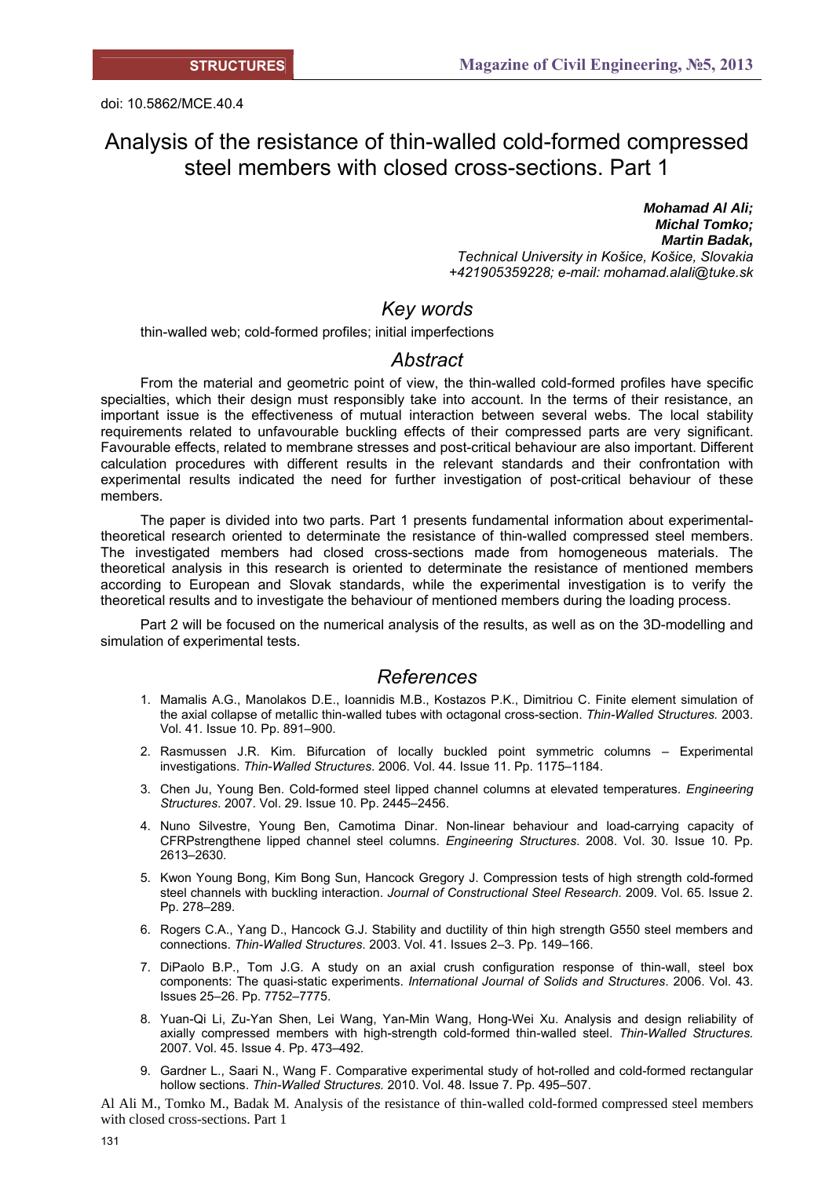doi: 10.5862/MCE.40.4

# Analysis of the resistance of thin-walled cold-formed compressed steel members with closed cross-sections. Part 1

***Mohamad Al Ali;***
***Michal Tomko;***
***Martin Badak,***
*Technical University in Košice, Košice, Slovakia*
*+421905359228; e-mail: mohamad.alali@tuke.sk*

## Key words

thin-walled web; cold-formed profiles; initial imperfections

## Abstract

From the material and geometric point of view, the thin-walled cold-formed profiles have specific specialties, which their design must responsibly take into account. In the terms of their resistance, an important issue is the effectiveness of mutual interaction between several webs. The local stability requirements related to unfavourable buckling effects of their compressed parts are very significant. Favourable effects, related to membrane stresses and post-critical behaviour are also important. Different calculation procedures with different results in the relevant standards and their confrontation with experimental results indicated the need for further investigation of post-critical behaviour of these members.

The paper is divided into two parts. Part 1 presents fundamental information about experimental-theoretical research oriented to determinate the resistance of thin-walled compressed steel members. The investigated members had closed cross-sections made from homogeneous materials. The theoretical analysis in this research is oriented to determinate the resistance of mentioned members according to European and Slovak standards, while the experimental investigation is to verify the theoretical results and to investigate the behaviour of mentioned members during the loading process.

Part 2 will be focused on the numerical analysis of the results, as well as on the 3D-modelling and simulation of experimental tests.

## References

1. Mamalis A.G., Manolakos D.E., Ioannidis M.B., Kostazos P.K., Dimitriou C. Finite element simulation of the axial collapse of metallic thin-walled tubes with octagonal cross-section. *Thin-Walled Structures.* 2003. Vol. 41. Issue 10. Pp. 891–900.
2. Rasmussen J.R. Kim. Bifurcation of locally buckled point symmetric columns – Experimental investigations. *Thin-Walled Structures*. 2006. Vol. 44. Issue 11. Pp. 1175–1184.
3. Chen Ju, Young Ben. Cold-formed steel lipped channel columns at elevated temperatures. *Engineering Structures*. 2007. Vol. 29. Issue 10. Pp. 2445–2456.
4. Nuno Silvestre, Young Ben, Camotima Dinar. Non-linear behaviour and load-carrying capacity of CFRPstrengthene lipped channel steel columns. *Engineering Structures*. 2008. Vol. 30. Issue 10. Pp. 2613–2630.
5. Kwon Young Bong, Kim Bong Sun, Hancock Gregory J. Compression tests of high strength cold-formed steel channels with buckling interaction. *Journal of Constructional Steel Research*. 2009. Vol. 65. Issue 2. Pp. 278–289.
6. Rogers C.A., Yang D., Hancock G.J. Stability and ductility of thin high strength G550 steel members and connections. *Thin-Walled Structures*. 2003. Vol. 41. Issues 2–3. Pp. 149–166.
7. DiPaolo B.P., Tom J.G. A study on an axial crush configuration response of thin-wall, steel box components: The quasi-static experiments. *International Journal of Solids and Structures*. 2006. Vol. 43. Issues 25–26. Pp. 7752–7775.
8. Yuan-Qi Li, Zu-Yan Shen, Lei Wang, Yan-Min Wang, Hong-Wei Xu. Analysis and design reliability of axially compressed members with high-strength cold-formed thin-walled steel. *Thin-Walled Structures.* 2007. Vol. 45. Issue 4. Pp. 473–492.
9. Gardner L., Saari N., Wang F. Comparative experimental study of hot-rolled and cold-formed rectangular hollow sections. *Thin-Walled Structures.* 2010. Vol. 48. Issue 7. Pp. 495–507.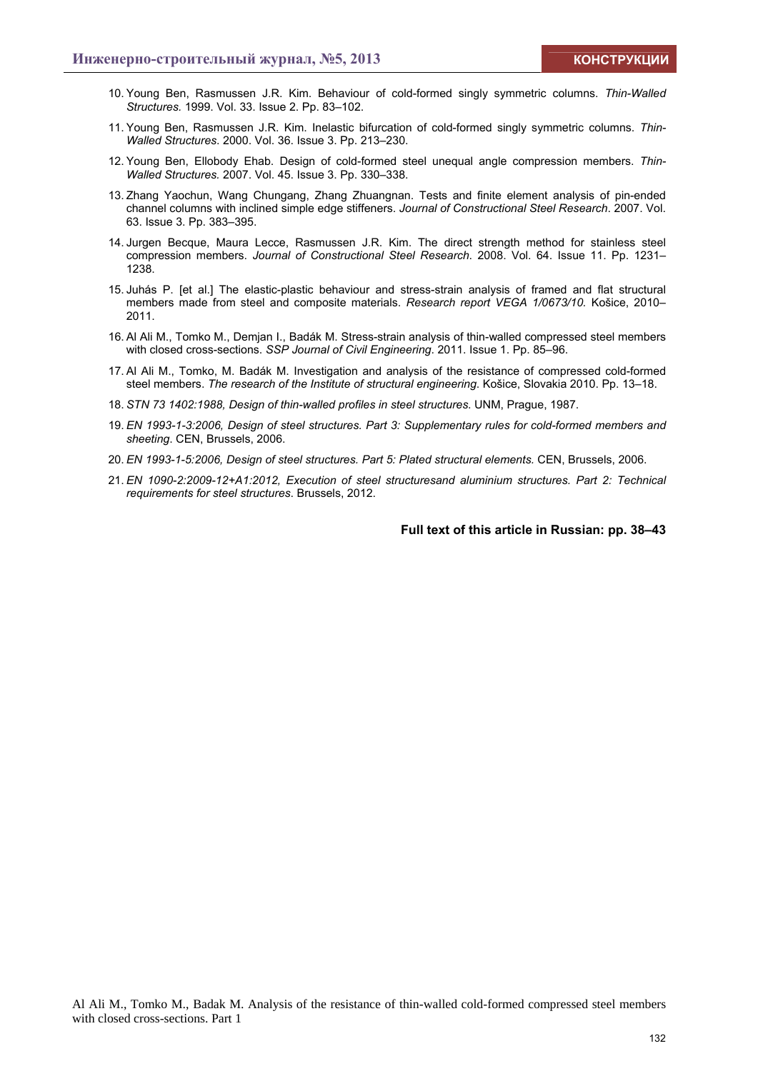10. Young Ben, Rasmussen J.R. Kim. Behaviour of cold-formed singly symmetric columns. *Thin-Walled Structures.* 1999. Vol. 33. Issue 2. Pp. 83–102.

11. Young Ben, Rasmussen J.R. Kim. Inelastic bifurcation of cold-formed singly symmetric columns. *Thin-Walled Structures*. 2000. Vol. 36. Issue 3. Pp. 213–230.

12. Young Ben, Ellobody Ehab. Design of cold-formed steel unequal angle compression members. *Thin-Walled Structures.* 2007. Vol. 45. Issue 3. Pp. 330–338.

13. Zhang Yaochun, Wang Chungang, Zhang Zhuangnan. Tests and finite element analysis of pin-ended channel columns with inclined simple edge stiffeners. *Journal of Constructional Steel Research*. 2007. Vol. 63. Issue 3. Pp. 383–395.

14. Jurgen Becque, Maura Lecce, Rasmussen J.R. Kim. The direct strength method for stainless steel compression members. *Journal of Constructional Steel Research*. 2008. Vol. 64. Issue 11. Pp. 1231–1238.

15. Juhás P. [et al.] The elastic-plastic behaviour and stress-strain analysis of framed and flat structural members made from steel and composite materials. *Research report VEGA 1/0673/10.* Košice, 2010–2011.

16. Al Ali M., Tomko M., Demjan I., Badák M. Stress-strain analysis of thin-walled compressed steel members with closed cross-sections. *SSP Journal of Civil Engineering*. 2011. Issue 1. Pp. 85–96.

17. Al Ali M., Tomko, M. Badák M. Investigation and analysis of the resistance of compressed cold-formed steel members. *The research of the Institute of structural engineering*. Košice, Slovakia 2010. Pp. 13–18.

18. *STN 73 1402:1988, Design of thin-walled profiles in steel structures.* UNM, Prague, 1987.

19. *EN 1993-1-3:2006, Design of steel structures. Part 3: Supplementary rules for cold-formed members and sheeting*. CEN, Brussels, 2006.

20. *EN 1993-1-5:2006, Design of steel structures. Part 5: Plated structural elements.* CEN, Brussels, 2006.

21. *EN 1090-2:2009-12+A1:2012, Execution of steel structuresand aluminium structures. Part 2: Technical requirements for steel structures*. Brussels, 2012.

**Full text of this article in Russian: pp. 38–43**